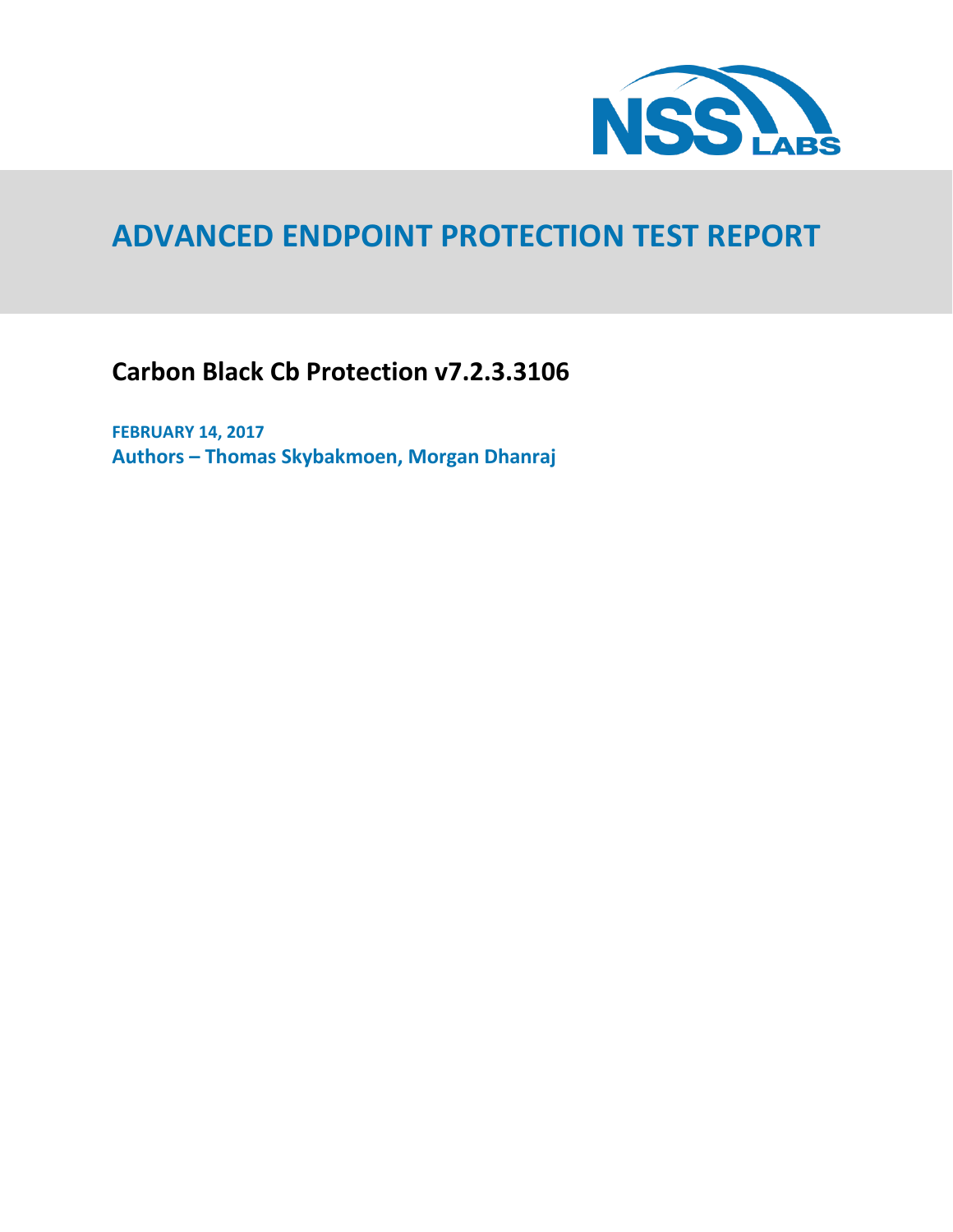# ADVANCED ENDPOINT PROTECTION TEST REPORT

## Carbon Black Cb Protection v7.2.3.3106

**FEBRUARY 14, 2017**

**Authors – Thomas Skybakmoen, Morgan Dhanraj**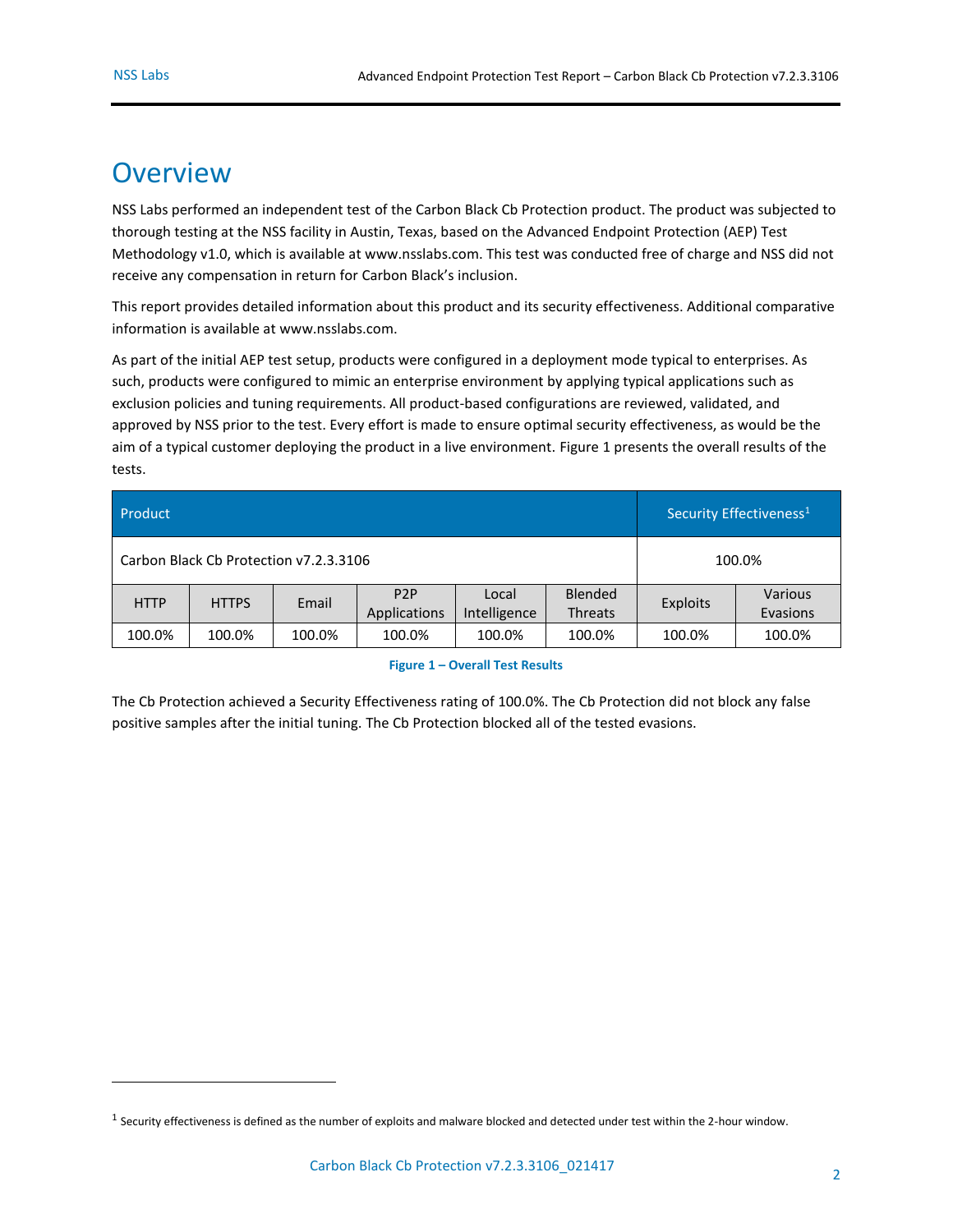# Overview

NSS Labs performed an independent test of the Carbon Black Cb Protection product. The product was subjected to thorough testing at the NSS facility in Austin, Texas, based on the Advanced Endpoint Protection (AEP) Test Methodology v1.0, which is available at www.nsslabs.com. This test was conducted free of charge and NSS did not receive any compensation in return for Carbon Black's inclusion.

This report provides detailed information about this product and its security effectiveness. Additional comparative information is available at www.nsslabs.com.

As part of the initial AEP test setup, products were configured in a deployment mode typical to enterprises. As such, products were configured to mimic an enterprise environment by applying typical applications such as exclusion policies and tuning requirements. All product-based configurations are reviewed, validated, and approved by NSS prior to the test. Every effort is made to ensure optimal security effectiveness, as would be the aim of a typical customer deploying the product in a live environment. Figure 1 presents the overall results of the tests.

| Product | | | | | | Security Effectiveness[1] | |
|---|---|---|---|---|---|---|---|
| Carbon Black Cb Protection v7.2.3.3106 | | | | | | 100.0% | |
| HTTP | HTTPS | Email | P2P Applications | Local Intelligence | Blended Threats | Exploits | Various Evasions |
| 100.0% | 100.0% | 100.0% | 100.0% | 100.0% | 100.0% | 100.0% | 100.0% |

**Figure 1 – Overall Test Results**

The Cb Protection achieved a Security Effectiveness rating of 100.0%. The Cb Protection did not block any false positive samples after the initial tuning. The Cb Protection blocked all of the tested evasions.

[1] Security effectiveness is defined as the number of exploits and malware blocked and detected under test within the 2-hour window.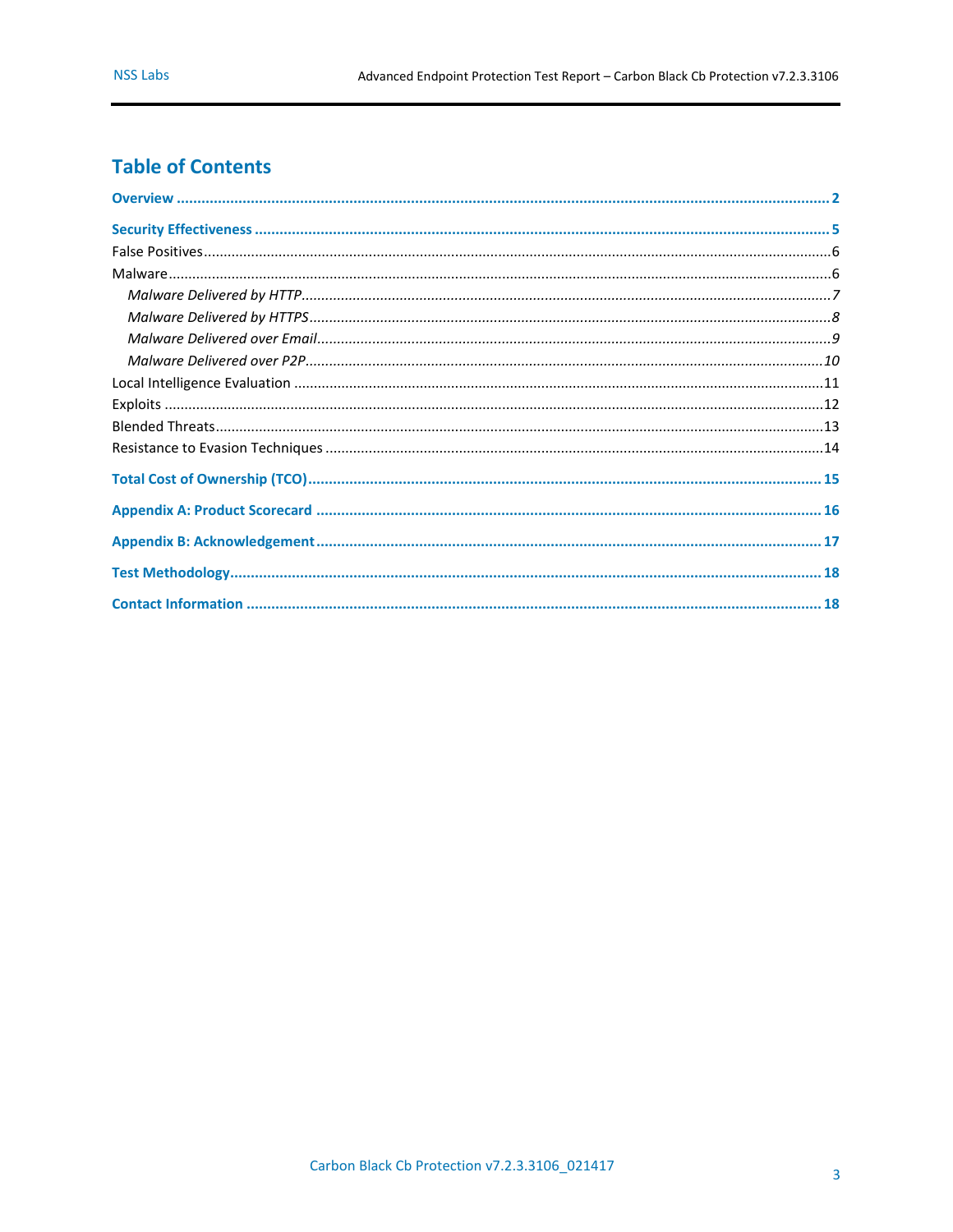## Table of Contents

**Overview** ........................................................ **2**

**Security Effectiveness** ........................................................ **5**

False Positives ........................................................ 6

Malware ........................................................ 6

*Malware Delivered by HTTP* ........................................................ *7*

*Malware Delivered by HTTPS* ........................................................ *8*

*Malware Delivered over Email* ........................................................ *9*

*Malware Delivered over P2P* ........................................................ *10*

Local Intelligence Evaluation ........................................................ 11

Exploits ........................................................ 12

Blended Threats ........................................................ 13

Resistance to Evasion Techniques ........................................................ 14

**Total Cost of Ownership (TCO)** ........................................................ **15**

**Appendix A: Product Scorecard** ........................................................ **16**

**Appendix B: Acknowledgement** ........................................................ **17**

**Test Methodology** ........................................................ **18**

**Contact Information** ........................................................ **18**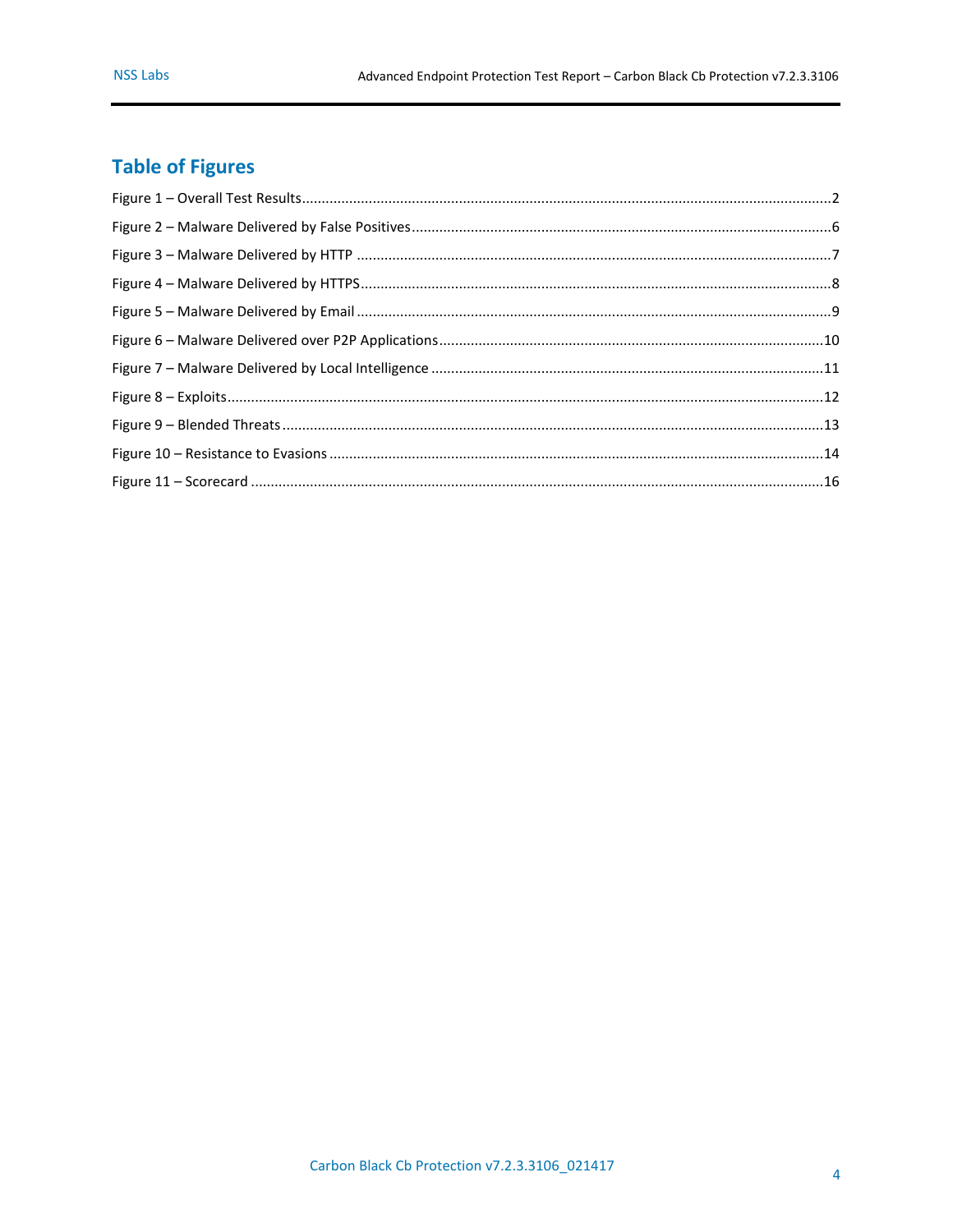## Table of Figures

Figure 1 – Overall Test Results ........................................................................ 2

Figure 2 – Malware Delivered by False Positives ................................................. 6

Figure 3 – Malware Delivered by HTTP .............................................................. 7

Figure 4 – Malware Delivered by HTTPS ............................................................ 8

Figure 5 – Malware Delivered by Email .............................................................. 9

Figure 6 – Malware Delivered over P2P Applications ......................................... 10

Figure 7 – Malware Delivered by Local Intelligence .......................................... 11

Figure 8 – Exploits ............................................................................................. 12

Figure 9 – Blended Threats ................................................................................ 13

Figure 10 – Resistance to Evasions ................................................................... 14

Figure 11 – Scorecard ........................................................................................ 16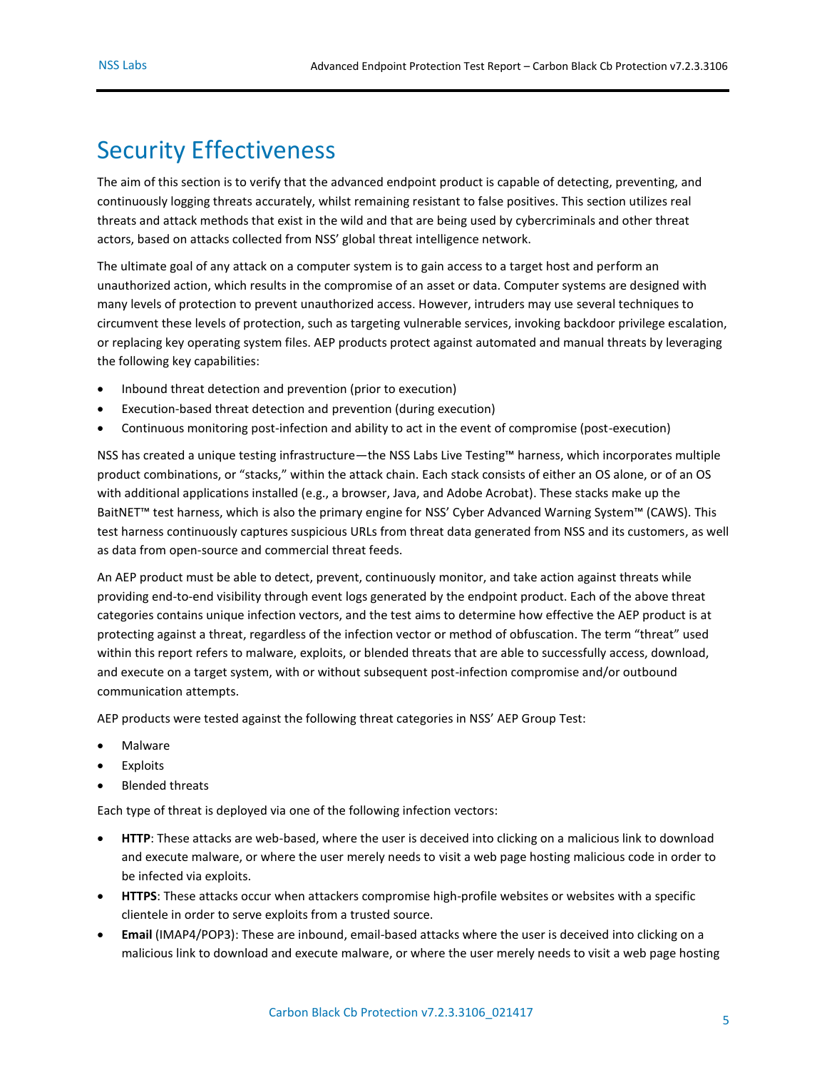# Security Effectiveness

The aim of this section is to verify that the advanced endpoint product is capable of detecting, preventing, and continuously logging threats accurately, whilst remaining resistant to false positives. This section utilizes real threats and attack methods that exist in the wild and that are being used by cybercriminals and other threat actors, based on attacks collected from NSS' global threat intelligence network.

The ultimate goal of any attack on a computer system is to gain access to a target host and perform an unauthorized action, which results in the compromise of an asset or data. Computer systems are designed with many levels of protection to prevent unauthorized access. However, intruders may use several techniques to circumvent these levels of protection, such as targeting vulnerable services, invoking backdoor privilege escalation, or replacing key operating system files. AEP products protect against automated and manual threats by leveraging the following key capabilities:

- Inbound threat detection and prevention (prior to execution)
- Execution-based threat detection and prevention (during execution)
- Continuous monitoring post-infection and ability to act in the event of compromise (post-execution)

NSS has created a unique testing infrastructure—the NSS Labs Live Testing™ harness, which incorporates multiple product combinations, or "stacks," within the attack chain. Each stack consists of either an OS alone, or of an OS with additional applications installed (e.g., a browser, Java, and Adobe Acrobat). These stacks make up the BaitNET™ test harness, which is also the primary engine for NSS' Cyber Advanced Warning System™ (CAWS). This test harness continuously captures suspicious URLs from threat data generated from NSS and its customers, as well as data from open-source and commercial threat feeds.

An AEP product must be able to detect, prevent, continuously monitor, and take action against threats while providing end-to-end visibility through event logs generated by the endpoint product. Each of the above threat categories contains unique infection vectors, and the test aims to determine how effective the AEP product is at protecting against a threat, regardless of the infection vector or method of obfuscation. The term "threat" used within this report refers to malware, exploits, or blended threats that are able to successfully access, download, and execute on a target system, with or without subsequent post-infection compromise and/or outbound communication attempts.

AEP products were tested against the following threat categories in NSS' AEP Group Test:

- Malware
- Exploits
- Blended threats

Each type of threat is deployed via one of the following infection vectors:

- **HTTP**: These attacks are web-based, where the user is deceived into clicking on a malicious link to download and execute malware, or where the user merely needs to visit a web page hosting malicious code in order to be infected via exploits.
- **HTTPS**: These attacks occur when attackers compromise high-profile websites or websites with a specific clientele in order to serve exploits from a trusted source.
- **Email** (IMAP4/POP3): These are inbound, email-based attacks where the user is deceived into clicking on a malicious link to download and execute malware, or where the user merely needs to visit a web page hosting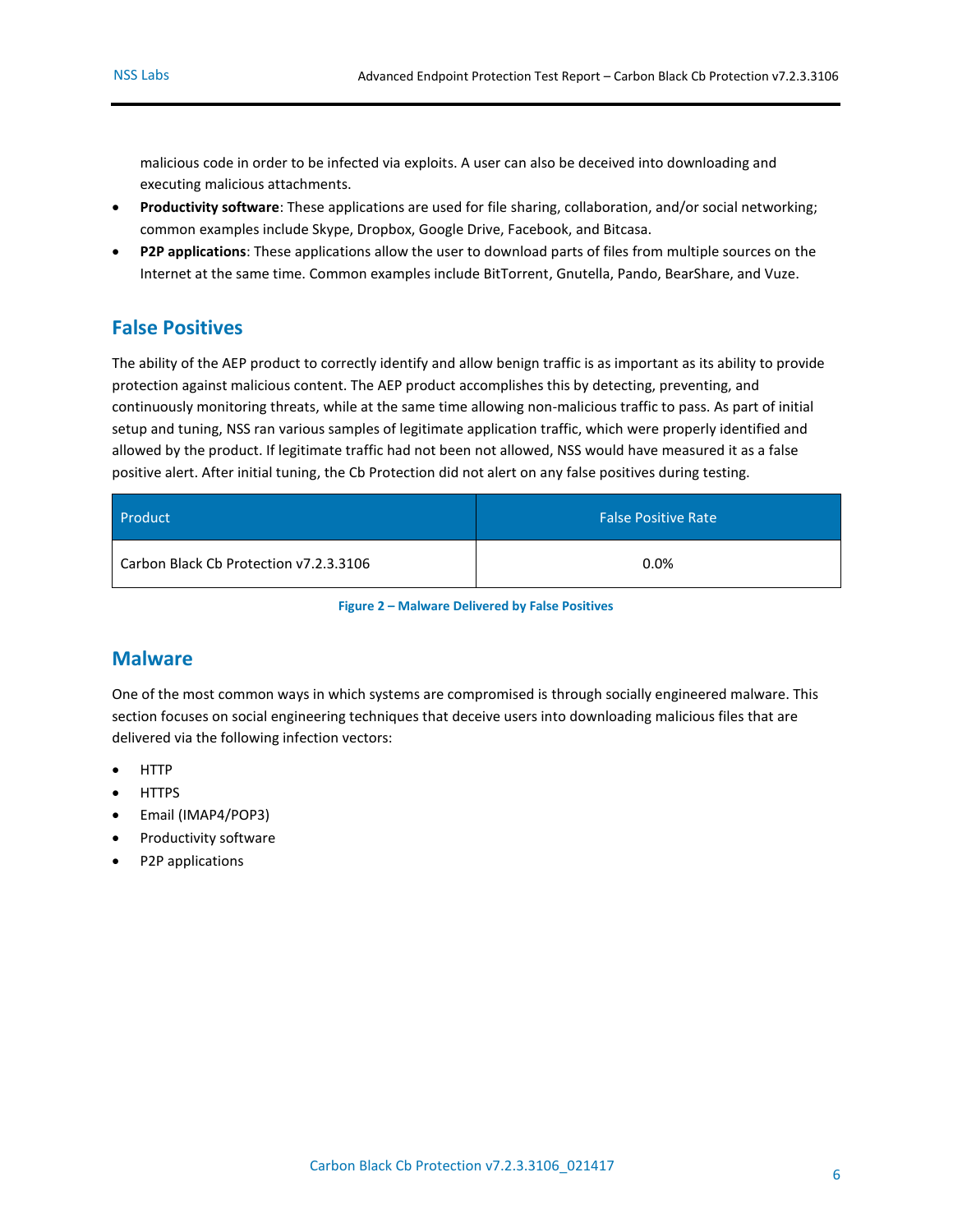malicious code in order to be infected via exploits. A user can also be deceived into downloading and executing malicious attachments.

- **Productivity software**: These applications are used for file sharing, collaboration, and/or social networking; common examples include Skype, Dropbox, Google Drive, Facebook, and Bitcasa.
- **P2P applications**: These applications allow the user to download parts of files from multiple sources on the Internet at the same time. Common examples include BitTorrent, Gnutella, Pando, BearShare, and Vuze.

## False Positives

The ability of the AEP product to correctly identify and allow benign traffic is as important as its ability to provide protection against malicious content. The AEP product accomplishes this by detecting, preventing, and continuously monitoring threats, while at the same time allowing non-malicious traffic to pass. As part of initial setup and tuning, NSS ran various samples of legitimate application traffic, which were properly identified and allowed by the product. If legitimate traffic had not been not allowed, NSS would have measured it as a false positive alert. After initial tuning, the Cb Protection did not alert on any false positives during testing.

| Product | False Positive Rate |
|---|---|
| Carbon Black Cb Protection v7.2.3.3106 | 0.0% |

Figure 2 – Malware Delivered by False Positives

## Malware

One of the most common ways in which systems are compromised is through socially engineered malware. This section focuses on social engineering techniques that deceive users into downloading malicious files that are delivered via the following infection vectors:

- HTTP
- HTTPS
- Email (IMAP4/POP3)
- Productivity software
- P2P applications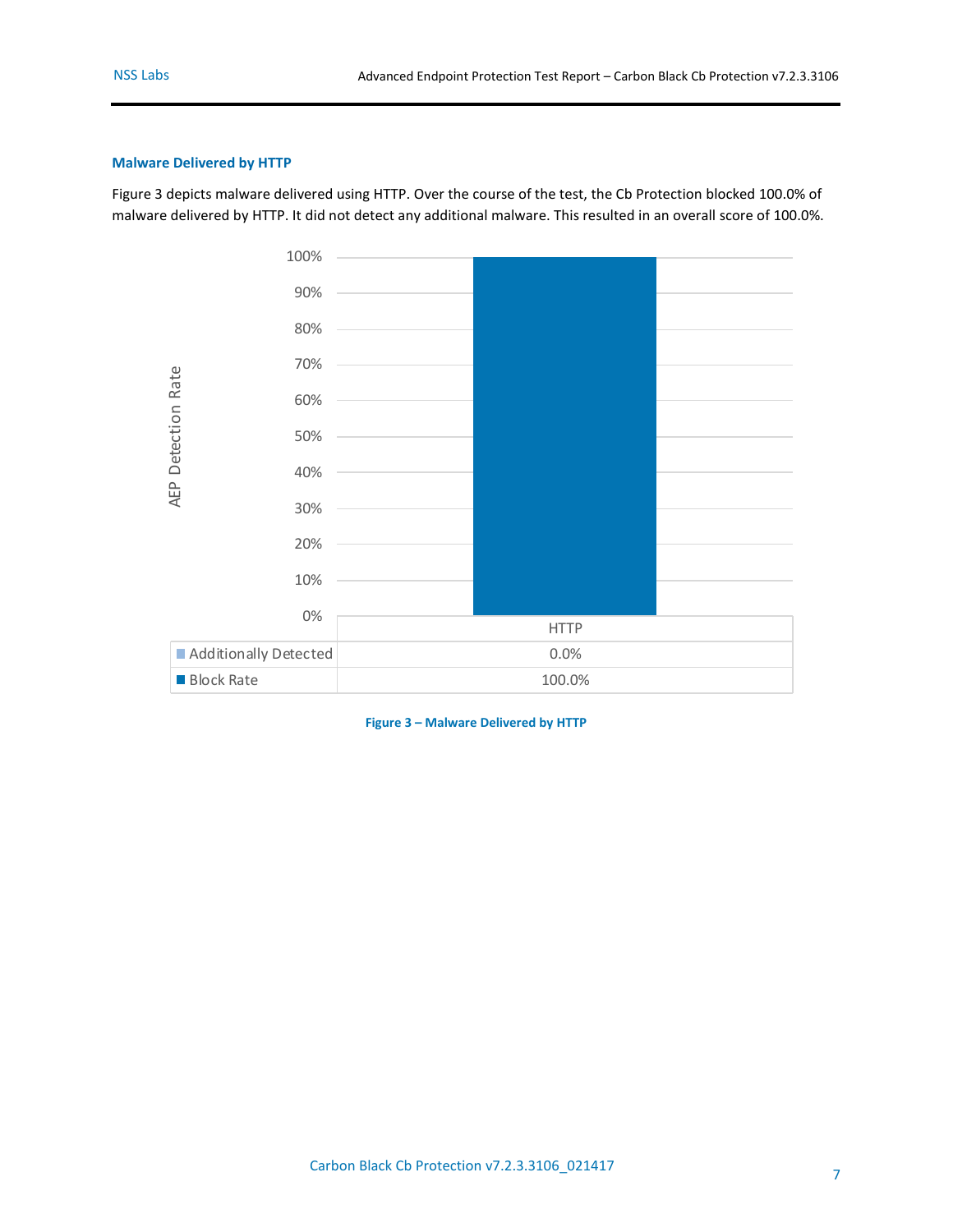### Malware Delivered by HTTP

Figure 3 depicts malware delivered using HTTP. Over the course of the test, the Cb Protection blocked 100.0% of malware delivered by HTTP. It did not detect any additional malware. This resulted in an overall score of 100.0%.

| | HTTP |
|---|---|
| Additionally Detected | 0.0% |
| Block Rate | 100.0% |

**Figure 3 – Malware Delivered by HTTP**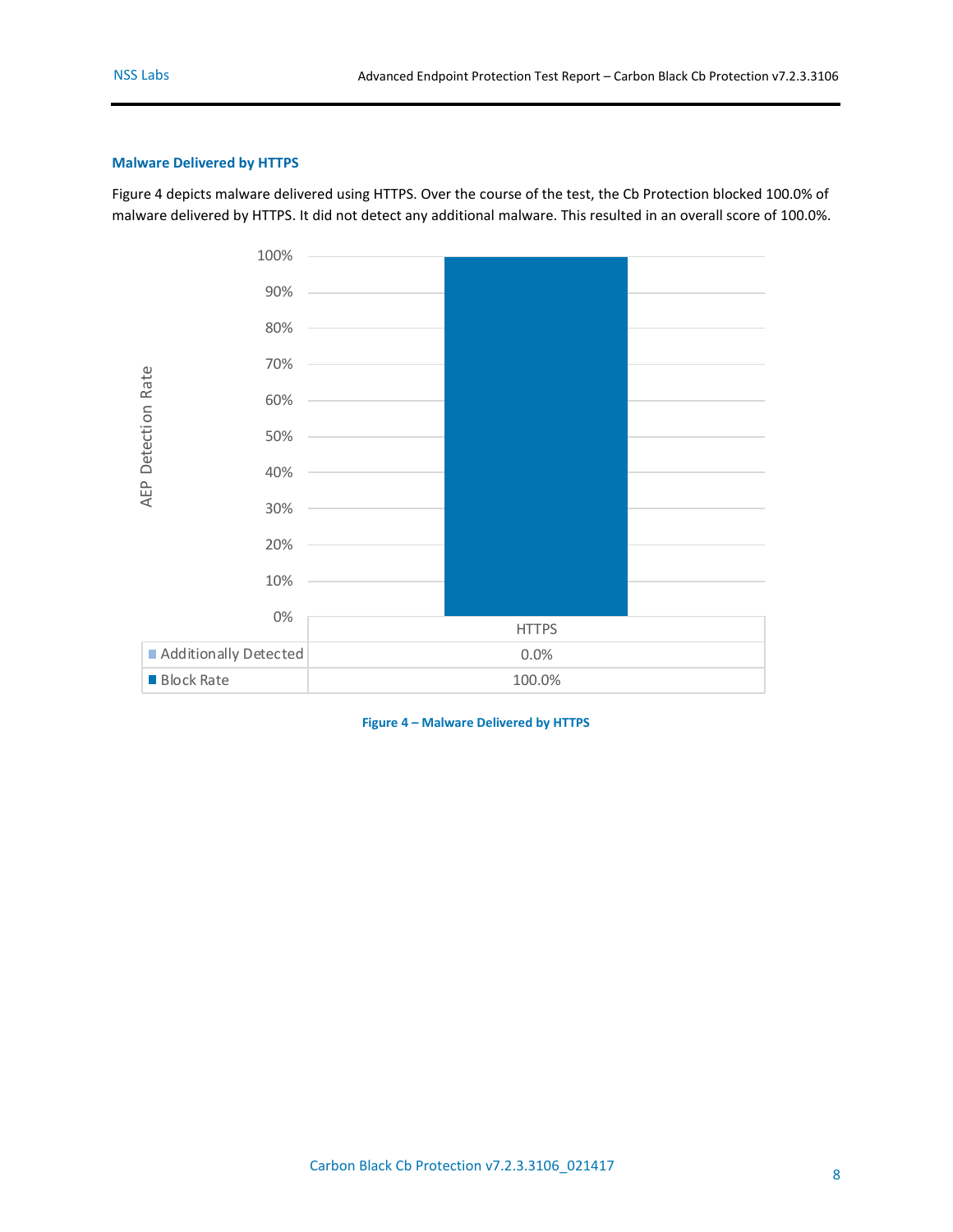### Malware Delivered by HTTPS

Figure 4 depicts malware delivered using HTTPS. Over the course of the test, the Cb Protection blocked 100.0% of malware delivered by HTTPS. It did not detect any additional malware. This resulted in an overall score of 100.0%.

| | HTTPS |
|---|---|
| Additionally Detected | 0.0% |
| Block Rate | 100.0% |

Figure 4 – Malware Delivered by HTTPS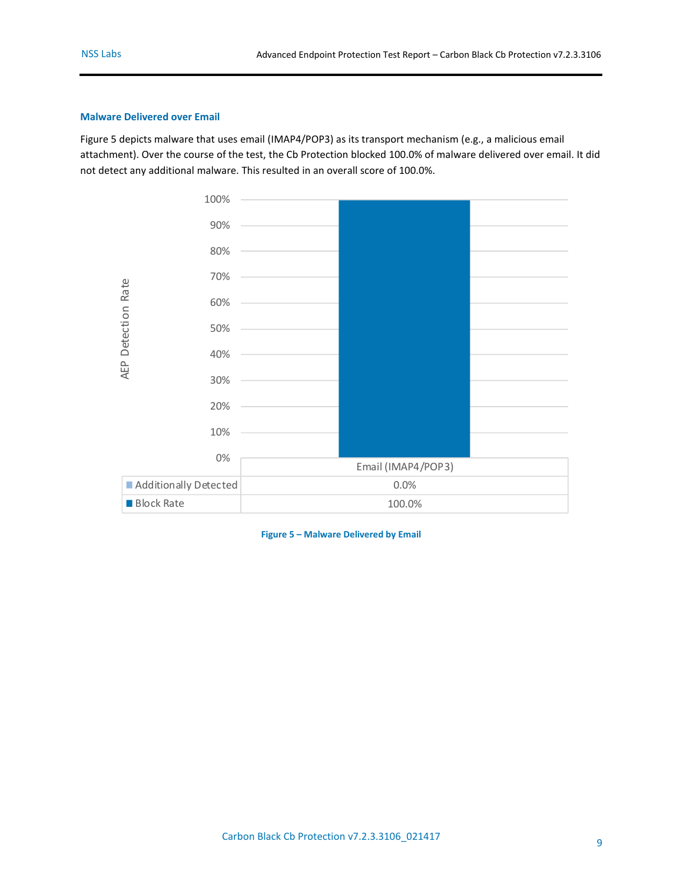### Malware Delivered over Email

Figure 5 depicts malware that uses email (IMAP4/POP3) as its transport mechanism (e.g., a malicious email attachment). Over the course of the test, the Cb Protection blocked 100.0% of malware delivered over email. It did not detect any additional malware. This resulted in an overall score of 100.0%.

| | Email (IMAP4/POP3) |
|---|---|
| Additionally Detected | 0.0% |
| Block Rate | 100.0% |

**Figure 5 – Malware Delivered by Email**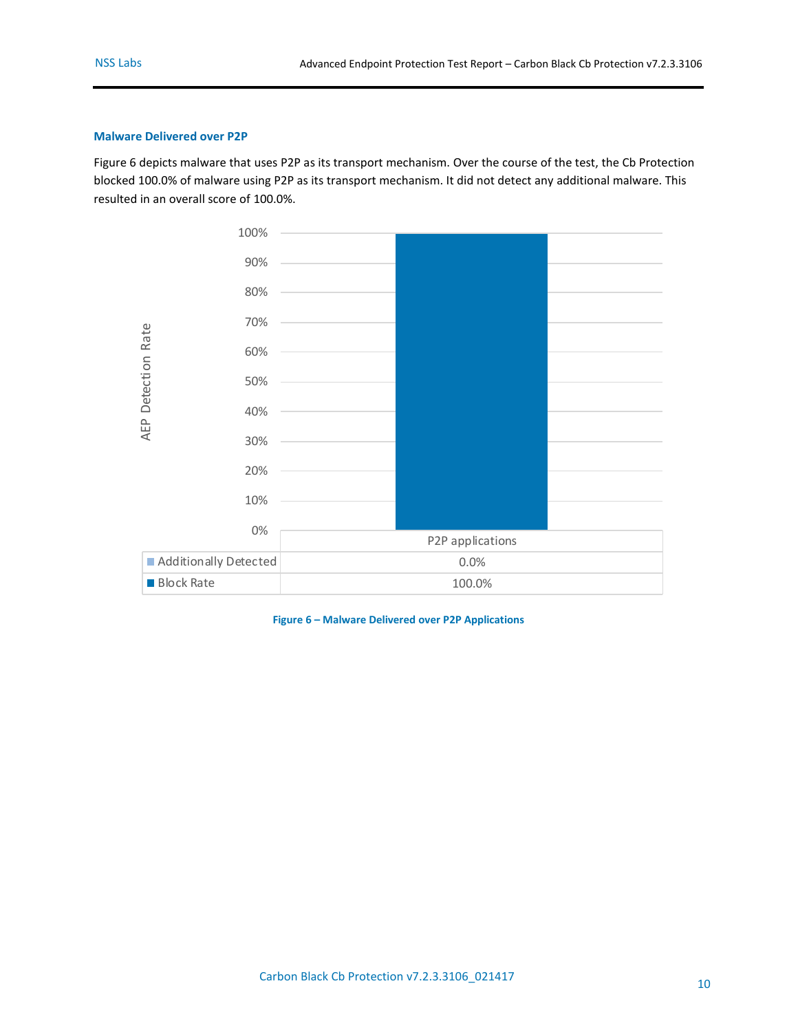### Malware Delivered over P2P

Figure 6 depicts malware that uses P2P as its transport mechanism. Over the course of the test, the Cb Protection blocked 100.0% of malware using P2P as its transport mechanism. It did not detect any additional malware. This resulted in an overall score of 100.0%.

| | P2P applications |
|---|---|
| Additionally Detected | 0.0% |
| Block Rate | 100.0% |

**Figure 6 – Malware Delivered over P2P Applications**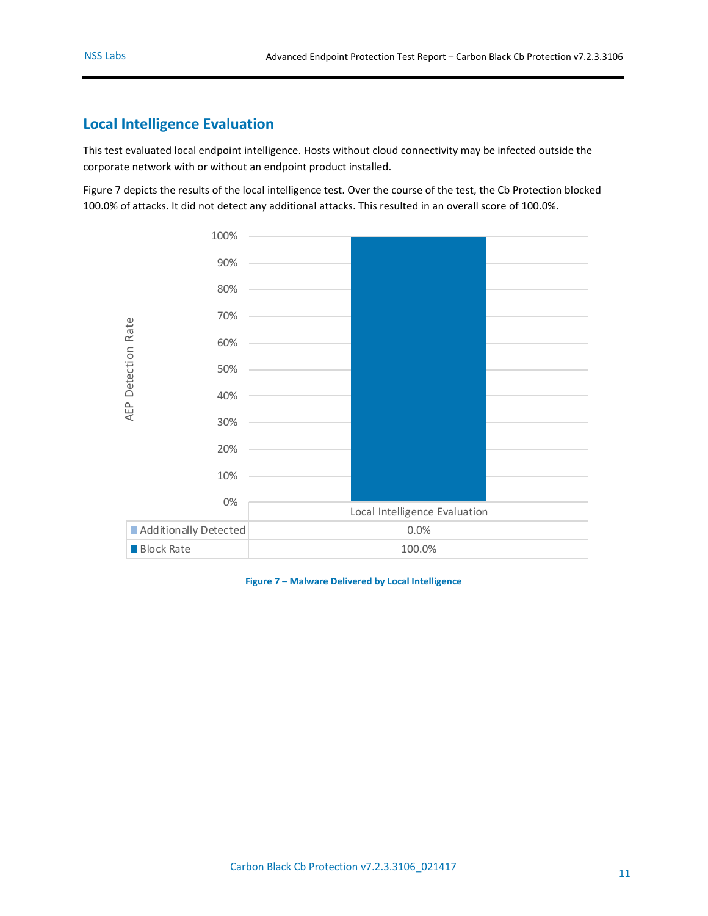## Local Intelligence Evaluation

This test evaluated local endpoint intelligence. Hosts without cloud connectivity may be infected outside the corporate network with or without an endpoint product installed.

Figure 7 depicts the results of the local intelligence test. Over the course of the test, the Cb Protection blocked 100.0% of attacks. It did not detect any additional attacks. This resulted in an overall score of 100.0%.

| | Local Intelligence Evaluation |
|---|---|
| Additionally Detected | 0.0% |
| Block Rate | 100.0% |

Figure 7 – Malware Delivered by Local Intelligence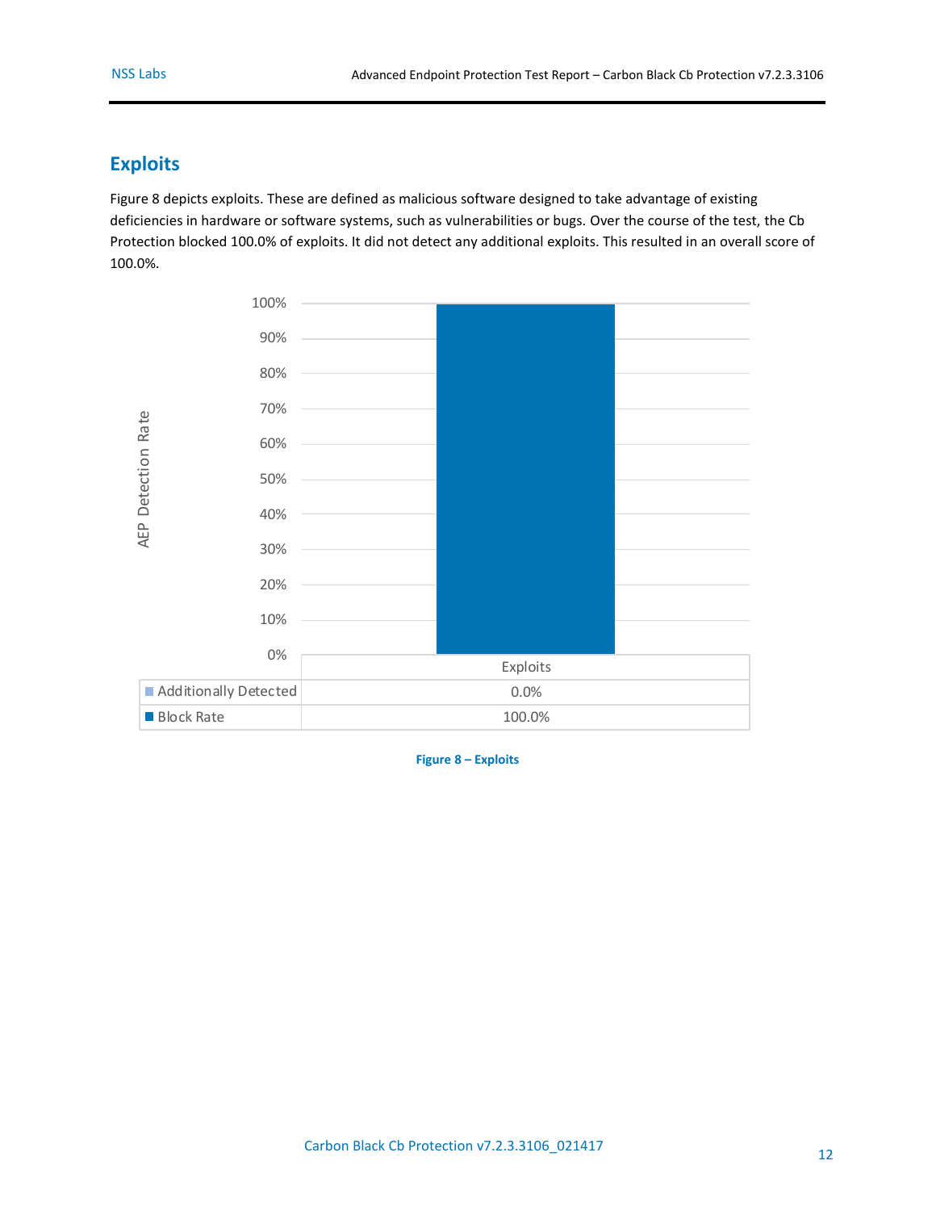## Exploits

Figure 8 depicts exploits. These are defined as malicious software designed to take advantage of existing deficiencies in hardware or software systems, such as vulnerabilities or bugs. Over the course of the test, the Cb Protection blocked 100.0% of exploits. It did not detect any additional exploits. This resulted in an overall score of 100.0%.

| | Exploits |
|---|---|
| Additionally Detected | 0.0% |
| Block Rate | 100.0% |

Figure 8 – Exploits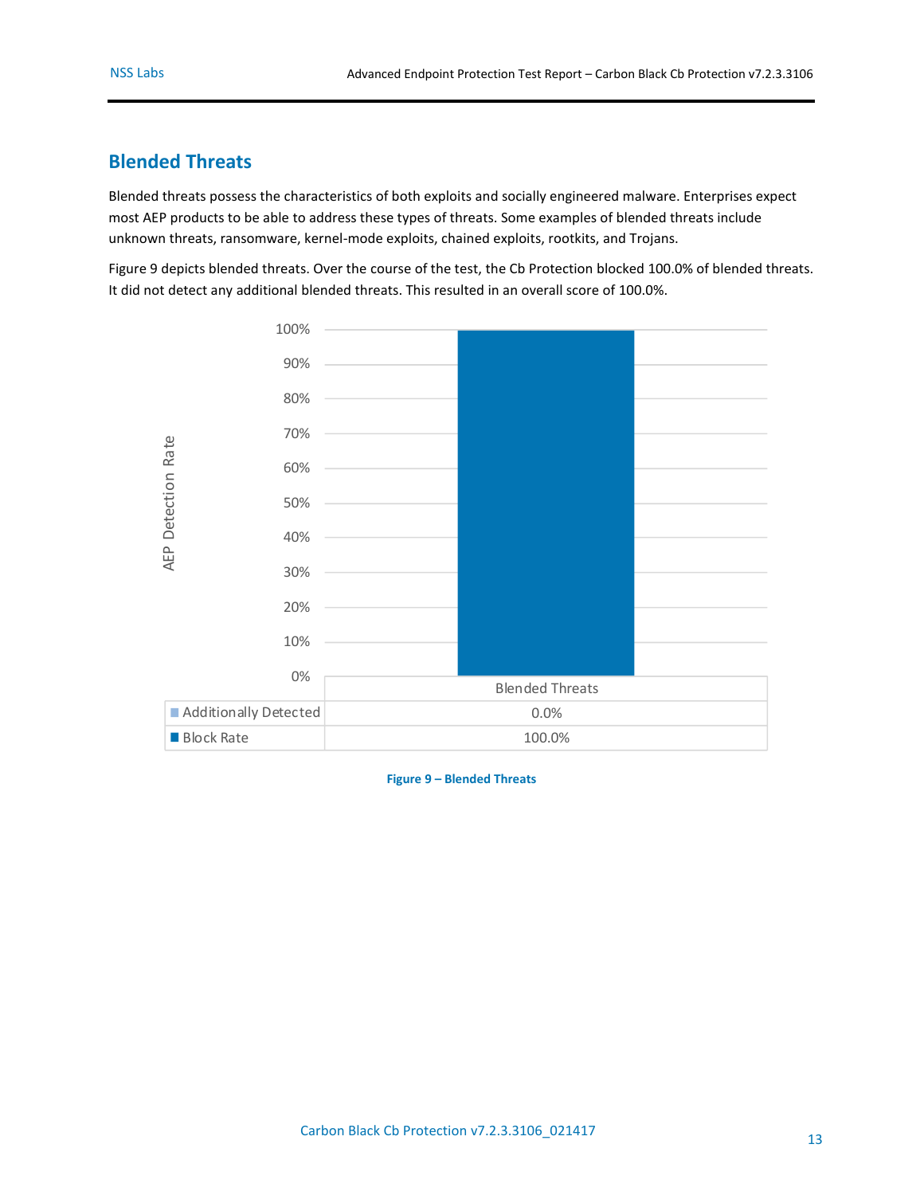## Blended Threats

Blended threats possess the characteristics of both exploits and socially engineered malware. Enterprises expect most AEP products to be able to address these types of threats. Some examples of blended threats include unknown threats, ransomware, kernel-mode exploits, chained exploits, rootkits, and Trojans.

Figure 9 depicts blended threats. Over the course of the test, the Cb Protection blocked 100.0% of blended threats. It did not detect any additional blended threats. This resulted in an overall score of 100.0%.

| | Blended Threats |
|---|---|
| Additionally Detected | 0.0% |
| Block Rate | 100.0% |

Figure 9 – Blended Threats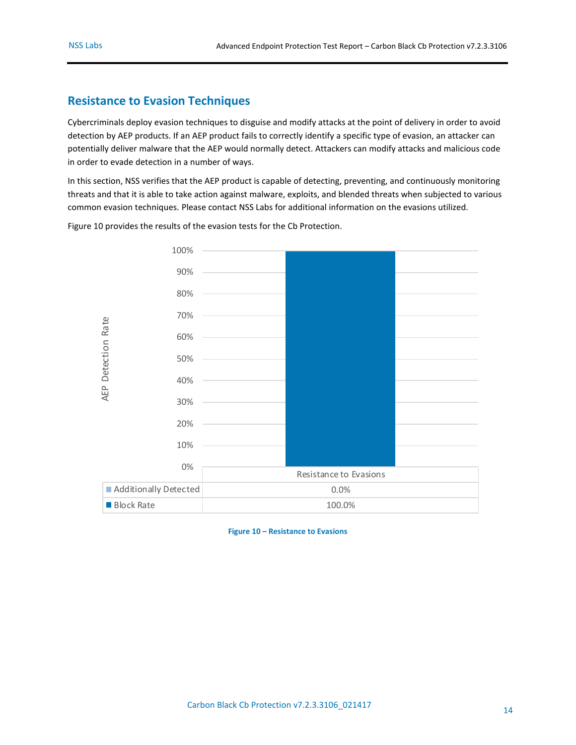## Resistance to Evasion Techniques

Cybercriminals deploy evasion techniques to disguise and modify attacks at the point of delivery in order to avoid detection by AEP products. If an AEP product fails to correctly identify a specific type of evasion, an attacker can potentially deliver malware that the AEP would normally detect. Attackers can modify attacks and malicious code in order to evade detection in a number of ways.

In this section, NSS verifies that the AEP product is capable of detecting, preventing, and continuously monitoring threats and that it is able to take action against malware, exploits, and blended threats when subjected to various common evasion techniques. Please contact NSS Labs for additional information on the evasions utilized.

Figure 10 provides the results of the evasion tests for the Cb Protection.

| | Resistance to Evasions |
|---|---|
| Additionally Detected | 0.0% |
| Block Rate | 100.0% |

**Figure 10 – Resistance to Evasions**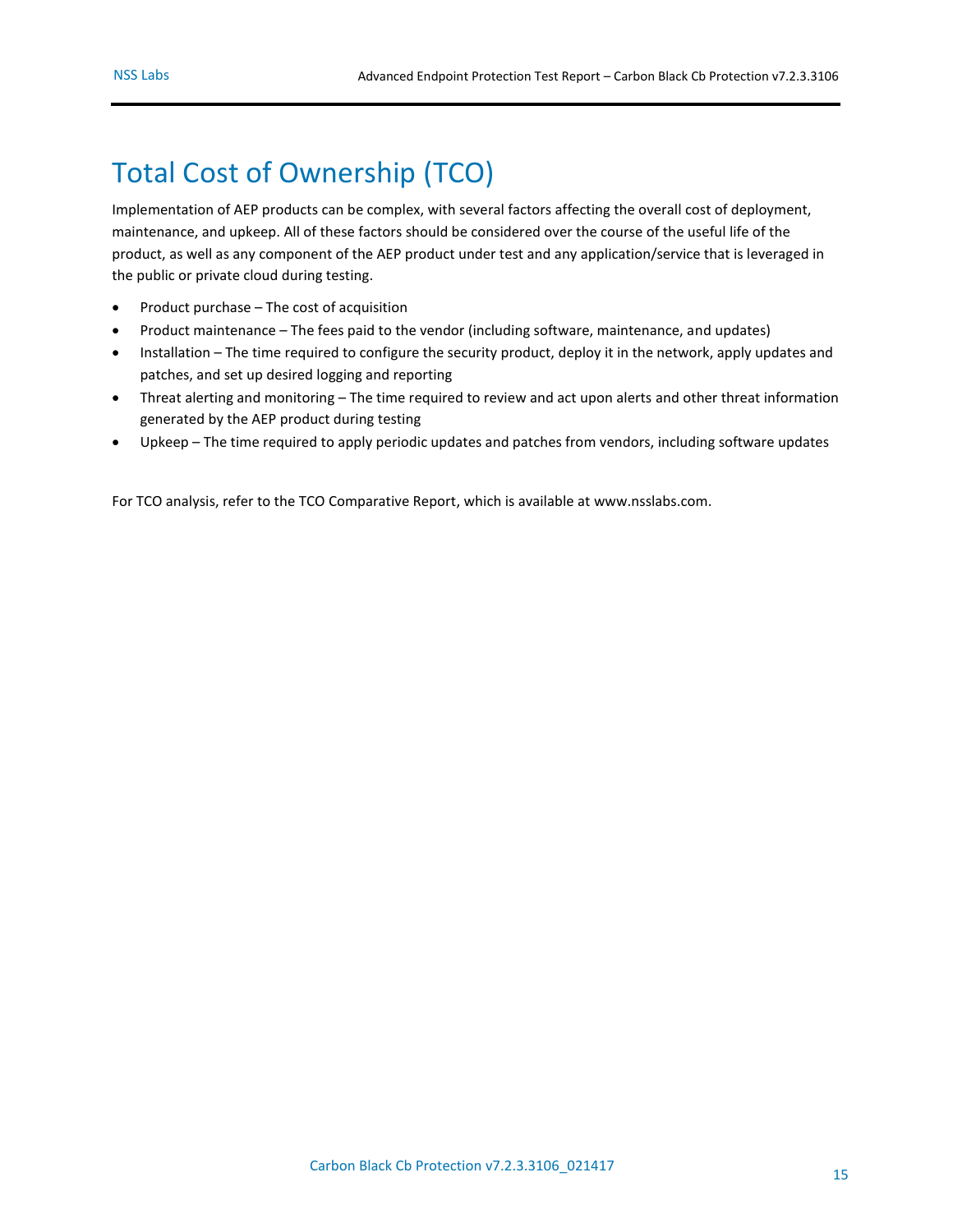# Total Cost of Ownership (TCO)

Implementation of AEP products can be complex, with several factors affecting the overall cost of deployment, maintenance, and upkeep. All of these factors should be considered over the course of the useful life of the product, as well as any component of the AEP product under test and any application/service that is leveraged in the public or private cloud during testing.

- Product purchase – The cost of acquisition
- Product maintenance – The fees paid to the vendor (including software, maintenance, and updates)
- Installation – The time required to configure the security product, deploy it in the network, apply updates and patches, and set up desired logging and reporting
- Threat alerting and monitoring – The time required to review and act upon alerts and other threat information generated by the AEP product during testing
- Upkeep – The time required to apply periodic updates and patches from vendors, including software updates

For TCO analysis, refer to the TCO Comparative Report, which is available at www.nsslabs.com.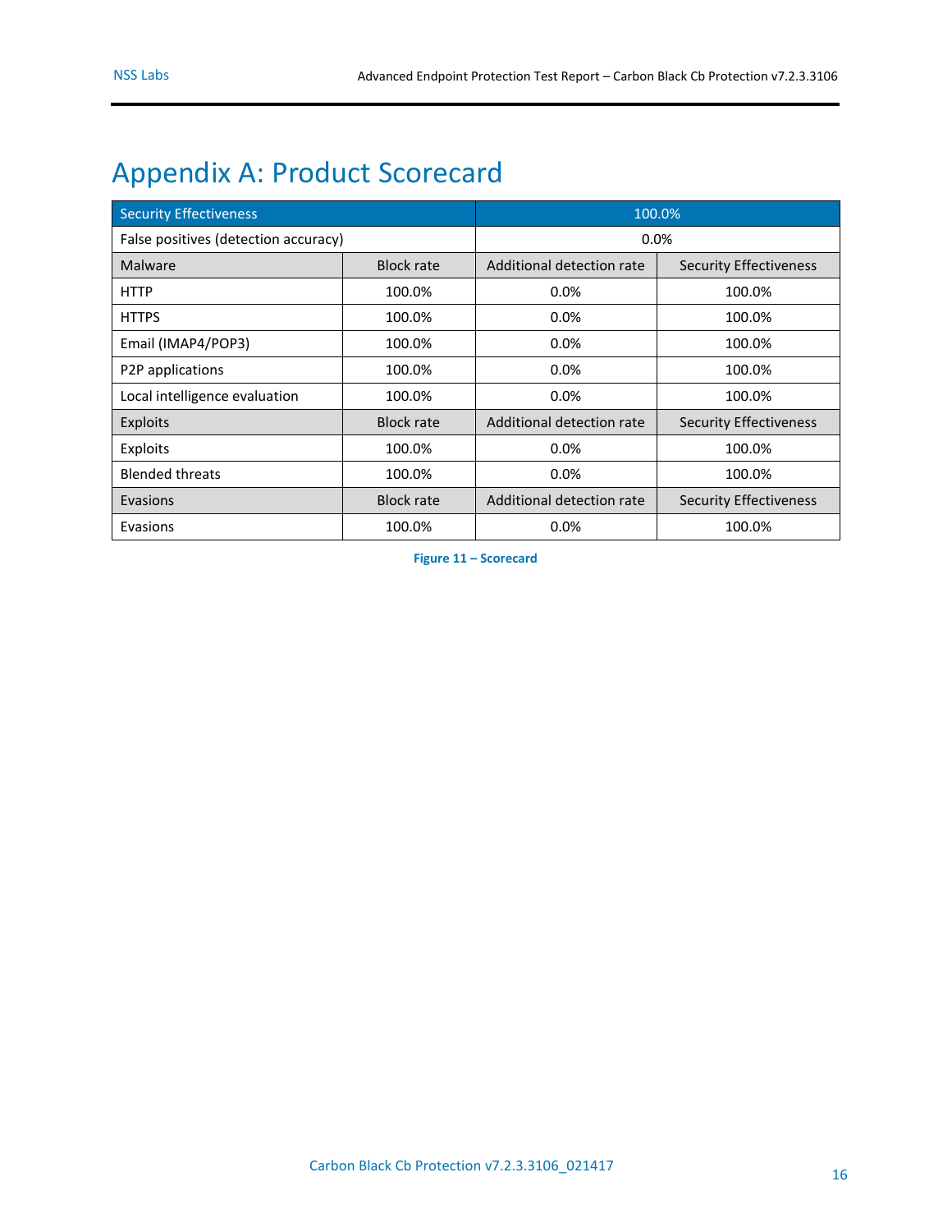# Appendix A: Product Scorecard

| Security Effectiveness | | 100.0% | |
|---|---|---|---|
| False positives (detection accuracy) | | 0.0% | |
| Malware | Block rate | Additional detection rate | Security Effectiveness |
| HTTP | 100.0% | 0.0% | 100.0% |
| HTTPS | 100.0% | 0.0% | 100.0% |
| Email (IMAP4/POP3) | 100.0% | 0.0% | 100.0% |
| P2P applications | 100.0% | 0.0% | 100.0% |
| Local intelligence evaluation | 100.0% | 0.0% | 100.0% |
| Exploits | Block rate | Additional detection rate | Security Effectiveness |
| Exploits | 100.0% | 0.0% | 100.0% |
| Blended threats | 100.0% | 0.0% | 100.0% |
| Evasions | Block rate | Additional detection rate | Security Effectiveness |
| Evasions | 100.0% | 0.0% | 100.0% |

**Figure 11 – Scorecard**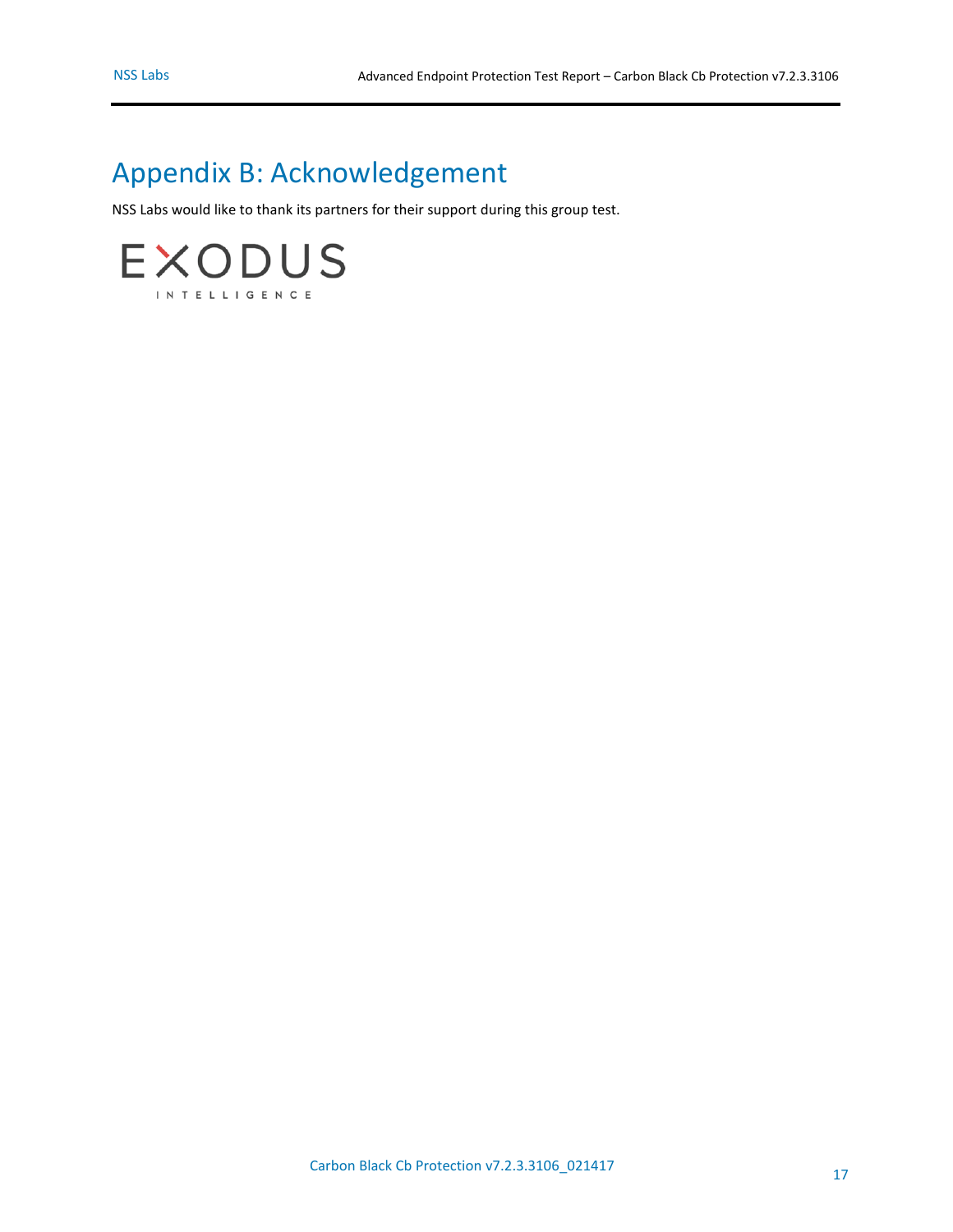# Appendix B: Acknowledgement

NSS Labs would like to thank its partners for their support during this group test.

EXODUS INTELLIGENCE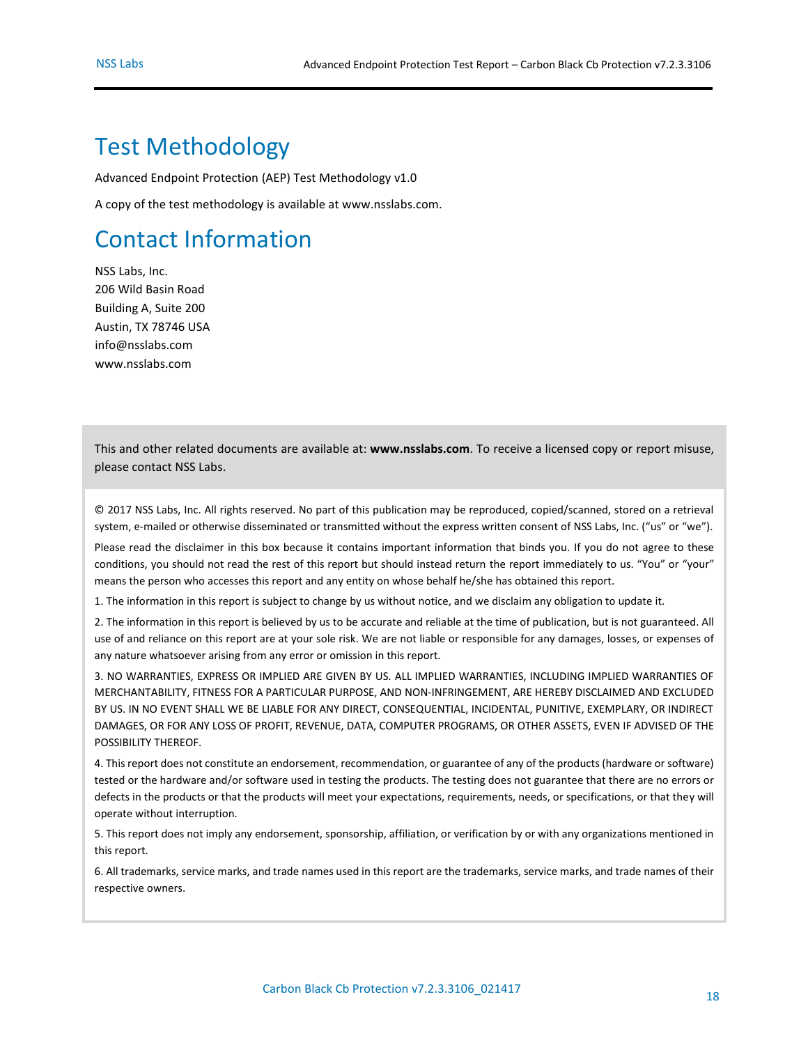# Test Methodology

Advanced Endpoint Protection (AEP) Test Methodology v1.0

A copy of the test methodology is available at www.nsslabs.com.

# Contact Information

NSS Labs, Inc.
206 Wild Basin Road
Building A, Suite 200
Austin, TX 78746 USA
info@nsslabs.com
www.nsslabs.com

This and other related documents are available at: **www.nsslabs.com**. To receive a licensed copy or report misuse, please contact NSS Labs.

© 2017 NSS Labs, Inc. All rights reserved. No part of this publication may be reproduced, copied/scanned, stored on a retrieval system, e-mailed or otherwise disseminated or transmitted without the express written consent of NSS Labs, Inc. ("us" or "we").

Please read the disclaimer in this box because it contains important information that binds you. If you do not agree to these conditions, you should not read the rest of this report but should instead return the report immediately to us. "You" or "your" means the person who accesses this report and any entity on whose behalf he/she has obtained this report.

1. The information in this report is subject to change by us without notice, and we disclaim any obligation to update it.

2. The information in this report is believed by us to be accurate and reliable at the time of publication, but is not guaranteed. All use of and reliance on this report are at your sole risk. We are not liable or responsible for any damages, losses, or expenses of any nature whatsoever arising from any error or omission in this report.

3. NO WARRANTIES, EXPRESS OR IMPLIED ARE GIVEN BY US. ALL IMPLIED WARRANTIES, INCLUDING IMPLIED WARRANTIES OF MERCHANTABILITY, FITNESS FOR A PARTICULAR PURPOSE, AND NON-INFRINGEMENT, ARE HEREBY DISCLAIMED AND EXCLUDED BY US. IN NO EVENT SHALL WE BE LIABLE FOR ANY DIRECT, CONSEQUENTIAL, INCIDENTAL, PUNITIVE, EXEMPLARY, OR INDIRECT DAMAGES, OR FOR ANY LOSS OF PROFIT, REVENUE, DATA, COMPUTER PROGRAMS, OR OTHER ASSETS, EVEN IF ADVISED OF THE POSSIBILITY THEREOF.

4. This report does not constitute an endorsement, recommendation, or guarantee of any of the products (hardware or software) tested or the hardware and/or software used in testing the products. The testing does not guarantee that there are no errors or defects in the products or that the products will meet your expectations, requirements, needs, or specifications, or that they will operate without interruption.

5. This report does not imply any endorsement, sponsorship, affiliation, or verification by or with any organizations mentioned in this report.

6. All trademarks, service marks, and trade names used in this report are the trademarks, service marks, and trade names of their respective owners.